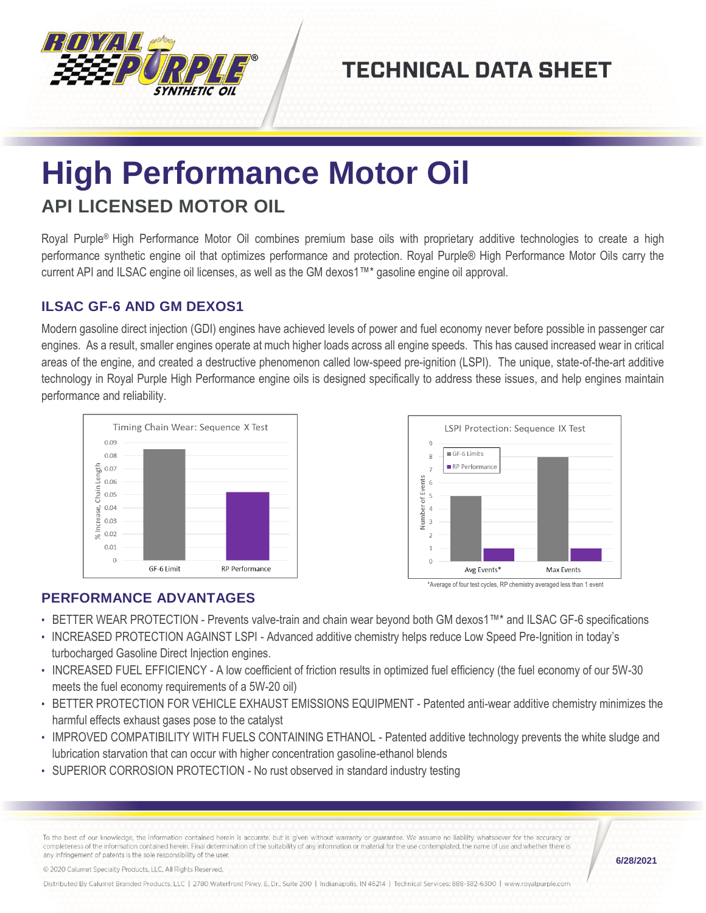# High Performance Motor Oil

## API LICENSED MOTOR OIL

Royal Purple® High Performance Motor Oil combines premium base oils with proprietary additive technologies to create a high performance synthetic engine oil that optimizes performance and protection. Royal Purple® High Performance Motor Oils carry the current API and ILSAC engine oil licenses, as well as the GM dexos1™* gasoline engine oil approval.

### ILSAC GF-6 AND GM DEXOS1

Modern gasoline direct injection (GDI) engines have achieved levels of power and fuel economy never before possible in passenger car engines. As a result, smaller engines operate at much higher loads across all engine speeds. This has caused increased wear in critical areas of the engine, and created a destructive phenomenon called low-speed pre-ignition (LSPI). The unique, state-of-the-art additive technology in Royal Purple High Performance engine oils is designed specifically to address these issues, and help engines maintain performance and reliability.

Timing Chain Wear: Sequence X Test

% Increase, Chain Length

0.09
0.08
0.07
0.06
0.05
0.04
0.03
0.02
0.01
0

GF-6 Limit
RP Performance

LSPI Protection: Sequence IX Test

Number of Events

9
8
7
6
5
4
3
2
1
0

GF-6 Limits
RP Performance

Avg Events*
Max Events

*Average of four test cycles, RP chemistry averaged less than 1 event

### PERFORMANCE ADVANTAGES

- BETTER WEAR PROTECTION - Prevents valve-train and chain wear beyond both GM dexos1™* and ILSAC GF-6 specifications
- INCREASED PROTECTION AGAINST LSPI - Advanced additive chemistry helps reduce Low Speed Pre-Ignition in today's turbocharged Gasoline Direct Injection engines.
- INCREASED FUEL EFFICIENCY - A low coefficient of friction results in optimized fuel efficiency (the fuel economy of our 5W-30 meets the fuel economy requirements of a 5W-20 oil)
- BETTER PROTECTION FOR VEHICLE EXHAUST EMISSIONS EQUIPMENT - Patented anti-wear additive chemistry minimizes the harmful effects exhaust gases pose to the catalyst
- IMPROVED COMPATIBILITY WITH FUELS CONTAINING ETHANOL - Patented additive technology prevents the white sludge and lubrication starvation that can occur with higher concentration gasoline-ethanol blends
- SUPERIOR CORROSION PROTECTION - No rust observed in standard industry testing

To the best of our knowledge, the information contained herein is accurate, but is given without warranty or guarantee. We assume no liability whatsoever for the accuracy or completeness of the information contained herein. Final determination of the suitability of any information or material for the use contemplated, the name of use and whether there is any infringement of patents is the sole responsibility of the user.

© 2020 Calumet Specialty Products, LLC. All Rights Reserved.

Distributed By Calumet Branded Products, LLC | 2780 Waterfront Pkwy. E. Dr., Suite 200 | Indianapolis, IN 46214 | Technical Services: 888-382-6300 | www.royalpurple.com

6/28/2021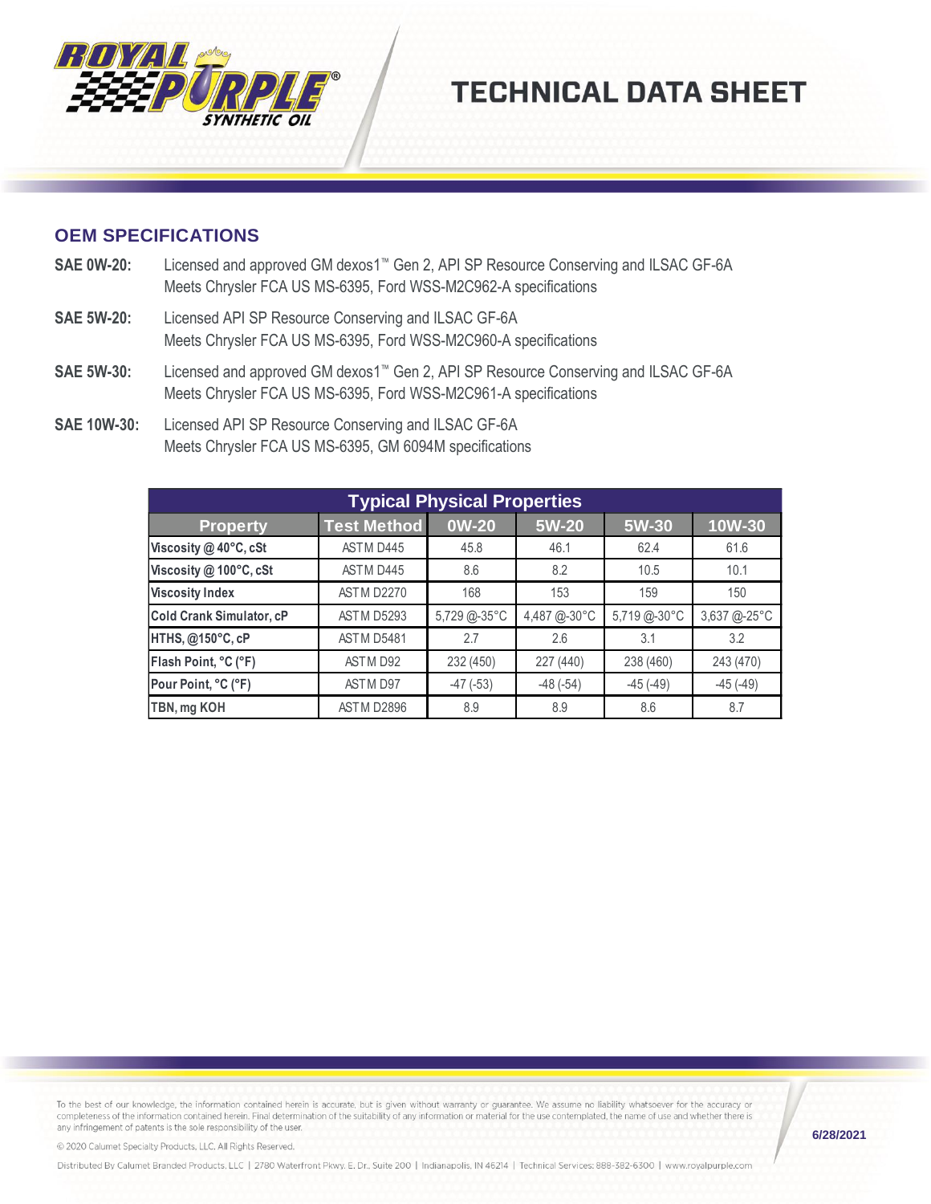# TECHNICAL DATA SHEET

## OEM SPECIFICATIONS

**SAE 0W-20:** Licensed and approved GM dexos1™ Gen 2, API SP Resource Conserving and ILSAC GF-6A
Meets Chrysler FCA US MS-6395, Ford WSS-M2C962-A specifications

**SAE 5W-20:** Licensed API SP Resource Conserving and ILSAC GF-6A
Meets Chrysler FCA US MS-6395, Ford WSS-M2C960-A specifications

**SAE 5W-30:** Licensed and approved GM dexos1™ Gen 2, API SP Resource Conserving and ILSAC GF-6A
Meets Chrysler FCA US MS-6395, Ford WSS-M2C961-A specifications

**SAE 10W-30:** Licensed API SP Resource Conserving and ILSAC GF-6A
Meets Chrysler FCA US MS-6395, GM 6094M specifications

| Typical Physical Properties | | | | | |
|---|---|---|---|---|---|
| **Property** | **Test Method** | **0W-20** | **5W-20** | **5W-30** | **10W-30** |
| **Viscosity @ 40°C, cSt** | ASTM D445 | 45.8 | 46.1 | 62.4 | 61.6 |
| **Viscosity @ 100°C, cSt** | ASTM D445 | 8.6 | 8.2 | 10.5 | 10.1 |
| **Viscosity Index** | ASTM D2270 | 168 | 153 | 159 | 150 |
| **Cold Crank Simulator, cP** | ASTM D5293 | 5,729 @-35°C | 4,487 @-30°C | 5,719 @-30°C | 3,637 @-25°C |
| **HTHS, @150°C, cP** | ASTM D5481 | 2.7 | 2.6 | 3.1 | 3.2 |
| **Flash Point, °C (°F)** | ASTM D92 | 232 (450) | 227 (440) | 238 (460) | 243 (470) |
| **Pour Point, °C (°F)** | ASTM D97 | -47 (-53) | -48 (-54) | -45 (-49) | -45 (-49) |
| **TBN, mg KOH** | ASTM D2896 | 8.9 | 8.9 | 8.6 | 8.7 |

To the best of our knowledge, the information contained herein is accurate, but is given without warranty or guarantee. We assume no liability whatsoever for the accuracy or completeness of the information contained herein. Final determination of the suitability of any information or material for the use contemplated, the name of use and whether there is any infringement of patents is the sole responsibility of the user.

© 2020 Calumet Specialty Products, LLC. All Rights Reserved.

**6/28/2021**

Distributed By Calumet Branded Products, LLC | 2780 Waterfront Pkwy. E. Dr., Suite 200 | Indianapolis, IN 46214 | Technical Services: 888-382-6300 | www.royalpurple.com